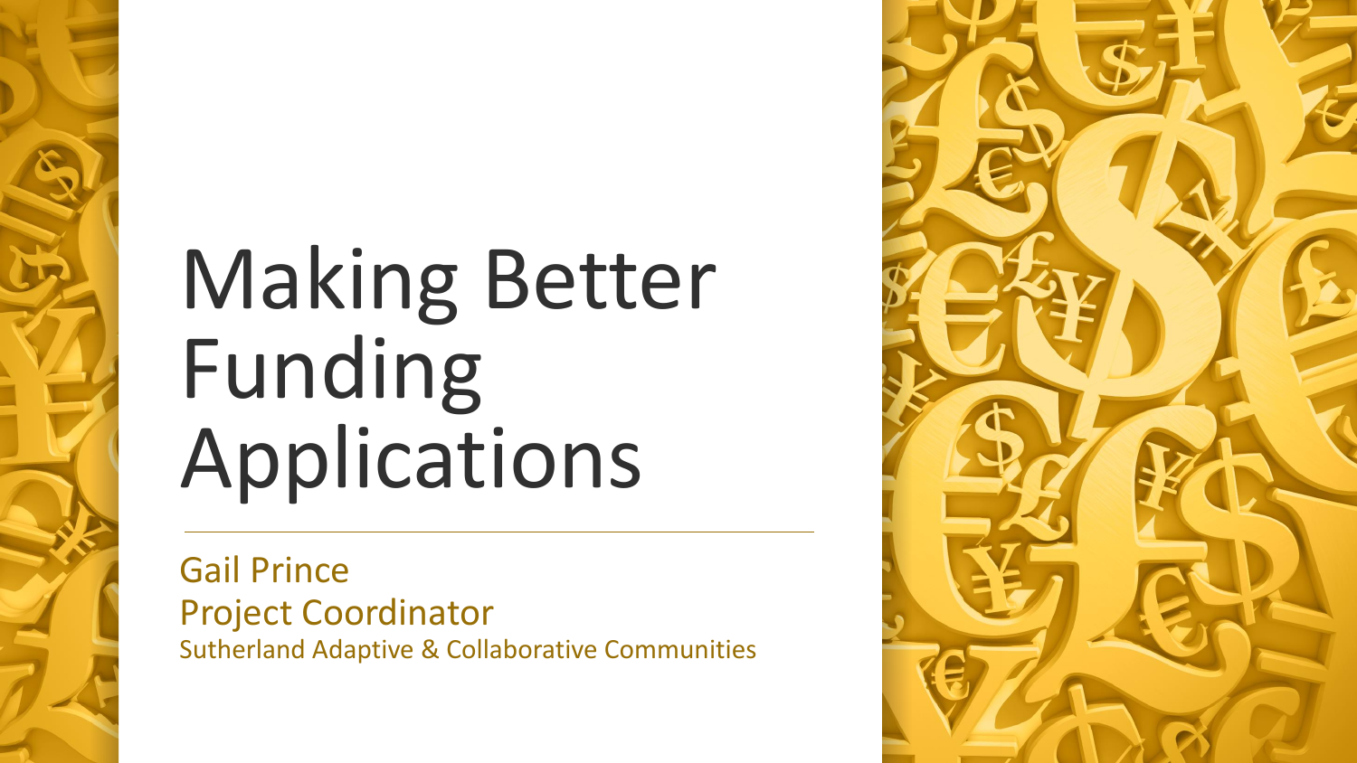# Making Better Funding Applications

Gail Prince
Project Coordinator
Sutherland Adaptive & Collaborative Communities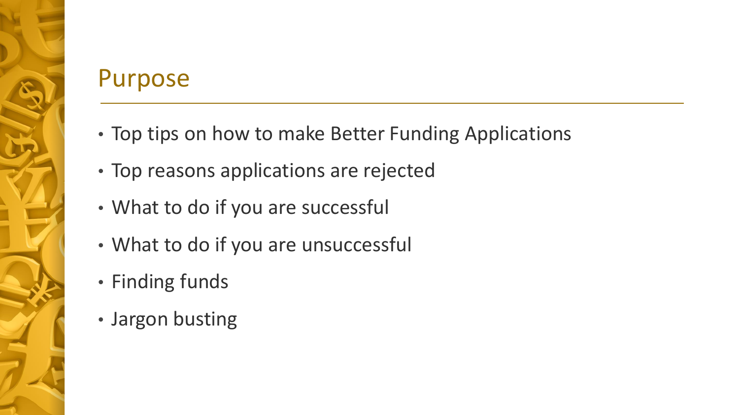## Purpose

- Top tips on how to make Better Funding Applications
- Top reasons applications are rejected
- What to do if you are successful
- What to do if you are unsuccessful
- Finding funds
- Jargon busting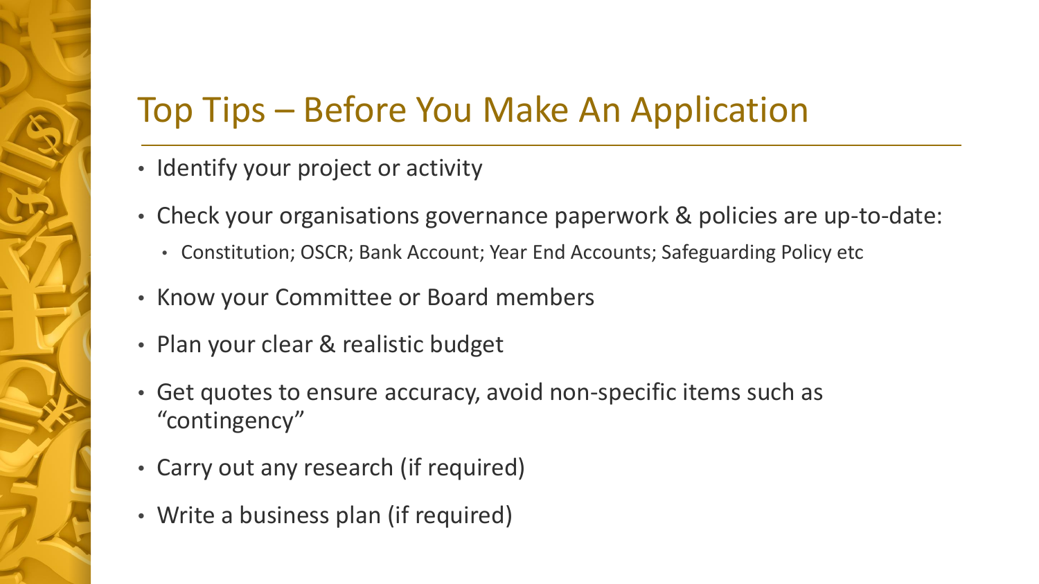# Top Tips – Before You Make An Application

- Identify your project or activity
- Check your organisations governance paperwork & policies are up-to-date:
  - Constitution; OSCR; Bank Account; Year End Accounts; Safeguarding Policy etc
- Know your Committee or Board members
- Plan your clear & realistic budget
- Get quotes to ensure accuracy, avoid non-specific items such as "contingency"
- Carry out any research (if required)
- Write a business plan (if required)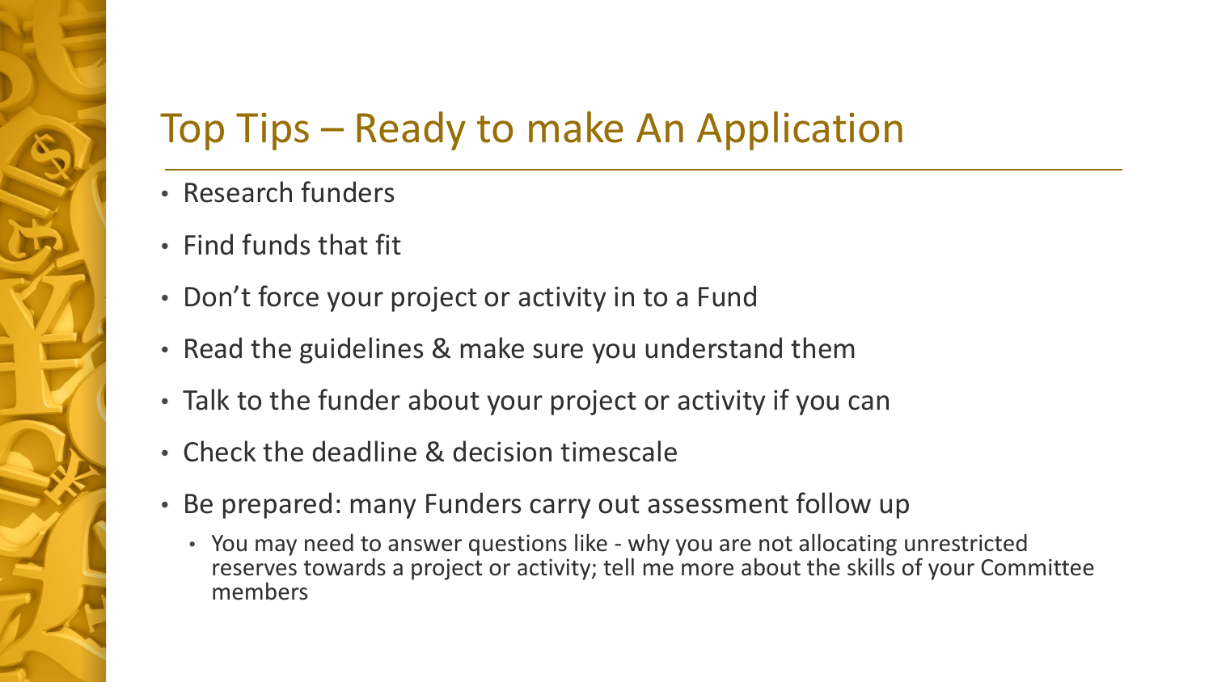# Top Tips – Ready to make An Application

- Research funders
- Find funds that fit
- Don't force your project or activity in to a Fund
- Read the guidelines & make sure you understand them
- Talk to the funder about your project or activity if you can
- Check the deadline & decision timescale
- Be prepared: many Funders carry out assessment follow up
  - You may need to answer questions like - why you are not allocating unrestricted reserves towards a project or activity; tell me more about the skills of your Committee members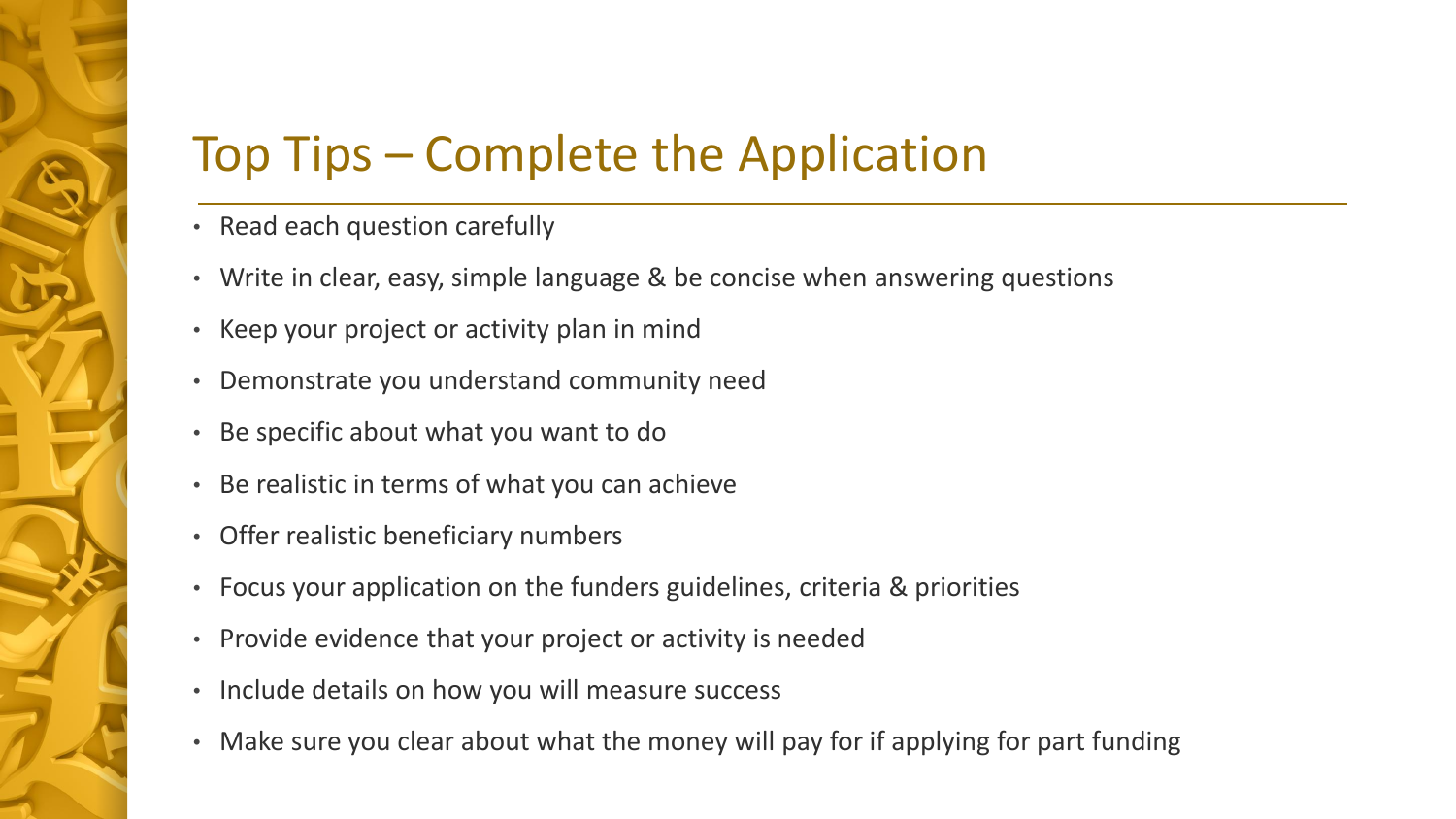# Top Tips – Complete the Application

- Read each question carefully
- Write in clear, easy, simple language & be concise when answering questions
- Keep your project or activity plan in mind
- Demonstrate you understand community need
- Be specific about what you want to do
- Be realistic in terms of what you can achieve
- Offer realistic beneficiary numbers
- Focus your application on the funders guidelines, criteria & priorities
- Provide evidence that your project or activity is needed
- Include details on how you will measure success
- Make sure you clear about what the money will pay for if applying for part funding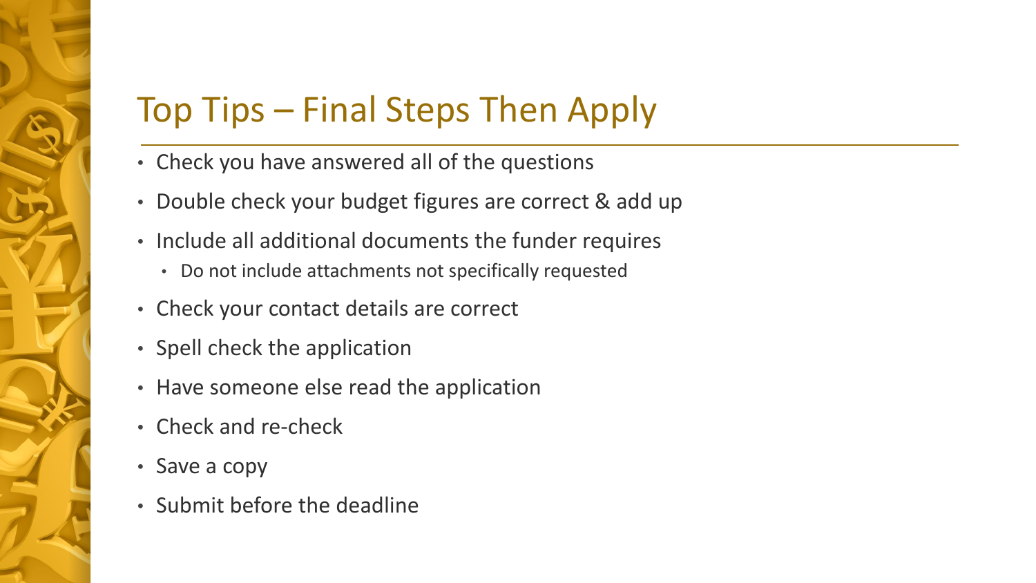# Top Tips – Final Steps Then Apply

- Check you have answered all of the questions
- Double check your budget figures are correct & add up
- Include all additional documents the funder requires
  - Do not include attachments not specifically requested
- Check your contact details are correct
- Spell check the application
- Have someone else read the application
- Check and re-check
- Save a copy
- Submit before the deadline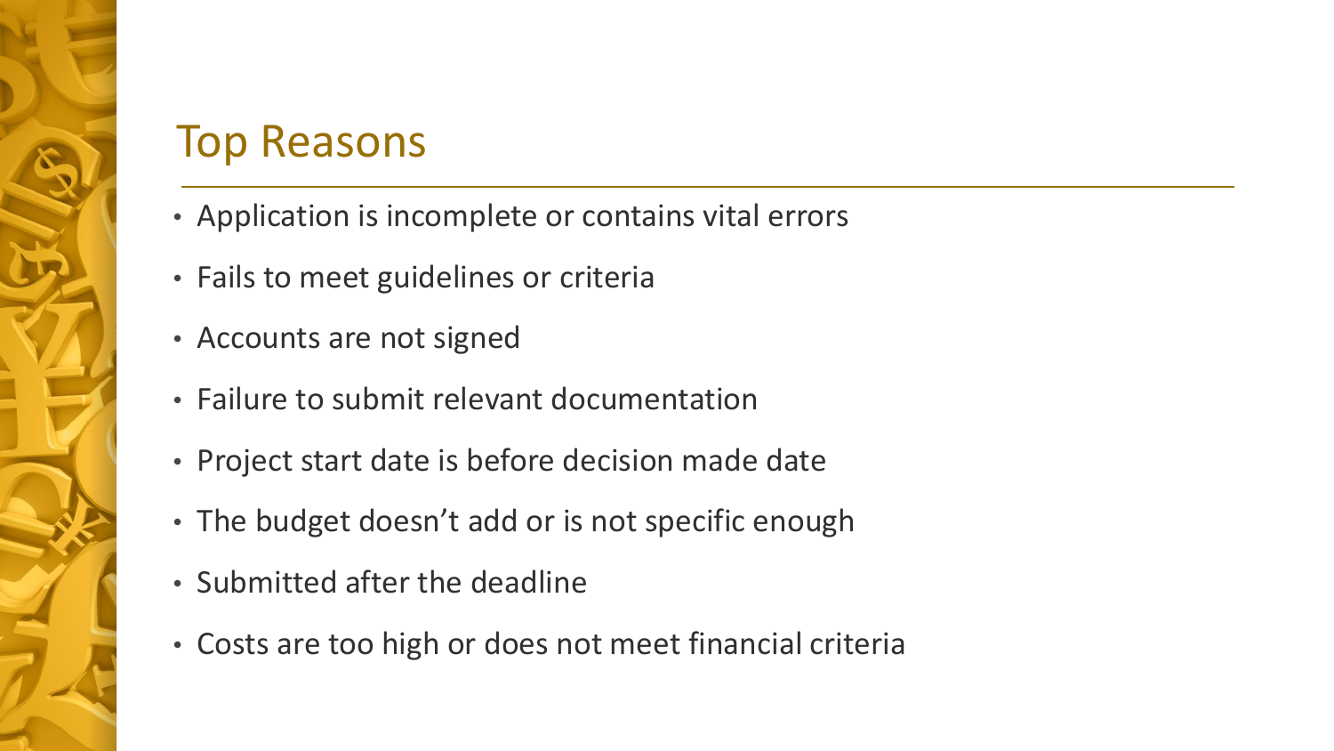## Top Reasons

- Application is incomplete or contains vital errors
- Fails to meet guidelines or criteria
- Accounts are not signed
- Failure to submit relevant documentation
- Project start date is before decision made date
- The budget doesn't add or is not specific enough
- Submitted after the deadline
- Costs are too high or does not meet financial criteria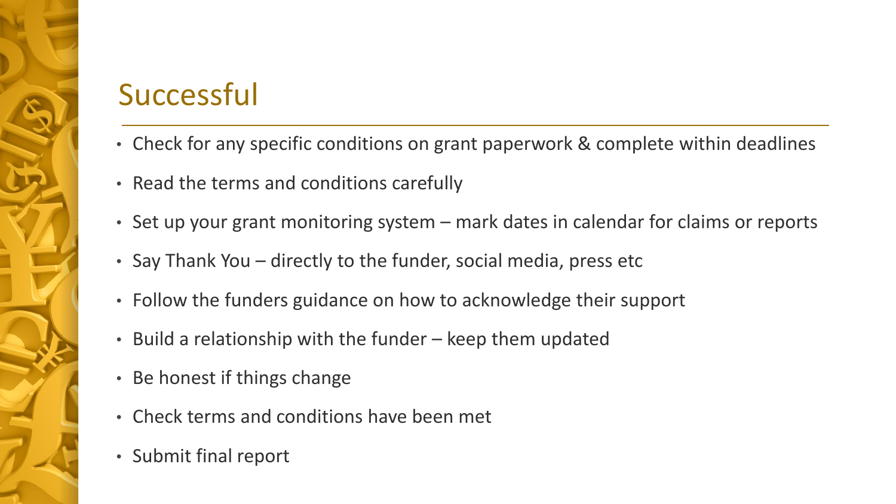# Successful

- Check for any specific conditions on grant paperwork & complete within deadlines
- Read the terms and conditions carefully
- Set up your grant monitoring system – mark dates in calendar for claims or reports
- Say Thank You – directly to the funder, social media, press etc
- Follow the funders guidance on how to acknowledge their support
- Build a relationship with the funder – keep them updated
- Be honest if things change
- Check terms and conditions have been met
- Submit final report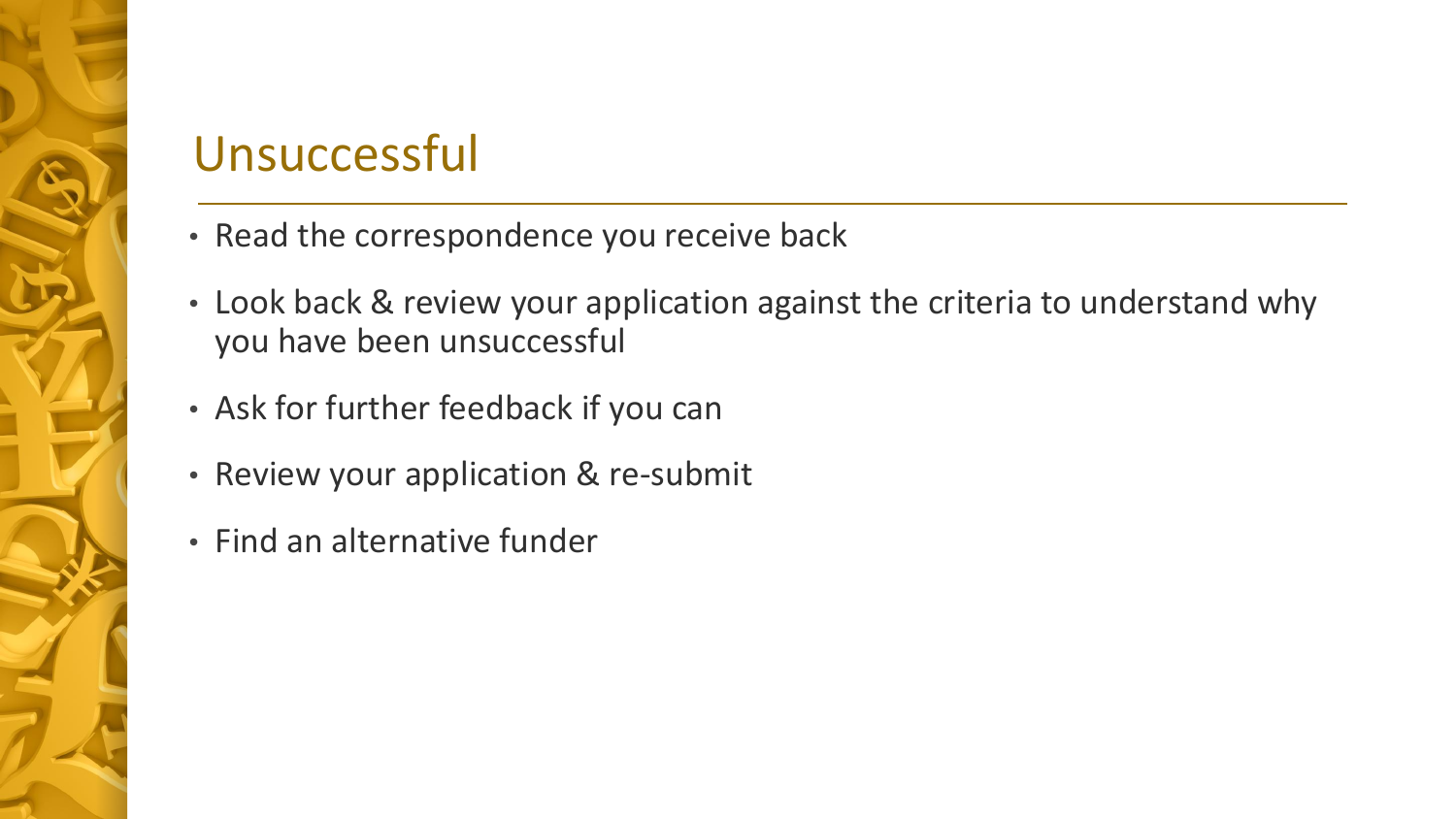# Unsuccessful

- Read the correspondence you receive back
- Look back & review your application against the criteria to understand why you have been unsuccessful
- Ask for further feedback if you can
- Review your application & re-submit
- Find an alternative funder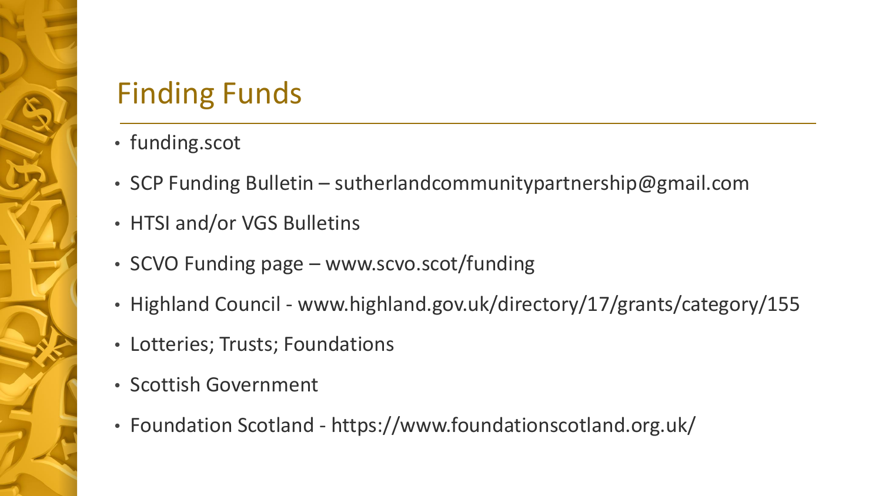# Finding Funds

- funding.scot
- SCP Funding Bulletin – sutherlandcommunitypartnership@gmail.com
- HTSI and/or VGS Bulletins
- SCVO Funding page – www.scvo.scot/funding
- Highland Council - www.highland.gov.uk/directory/17/grants/category/155
- Lotteries; Trusts; Foundations
- Scottish Government
- Foundation Scotland - https://www.foundationscotland.org.uk/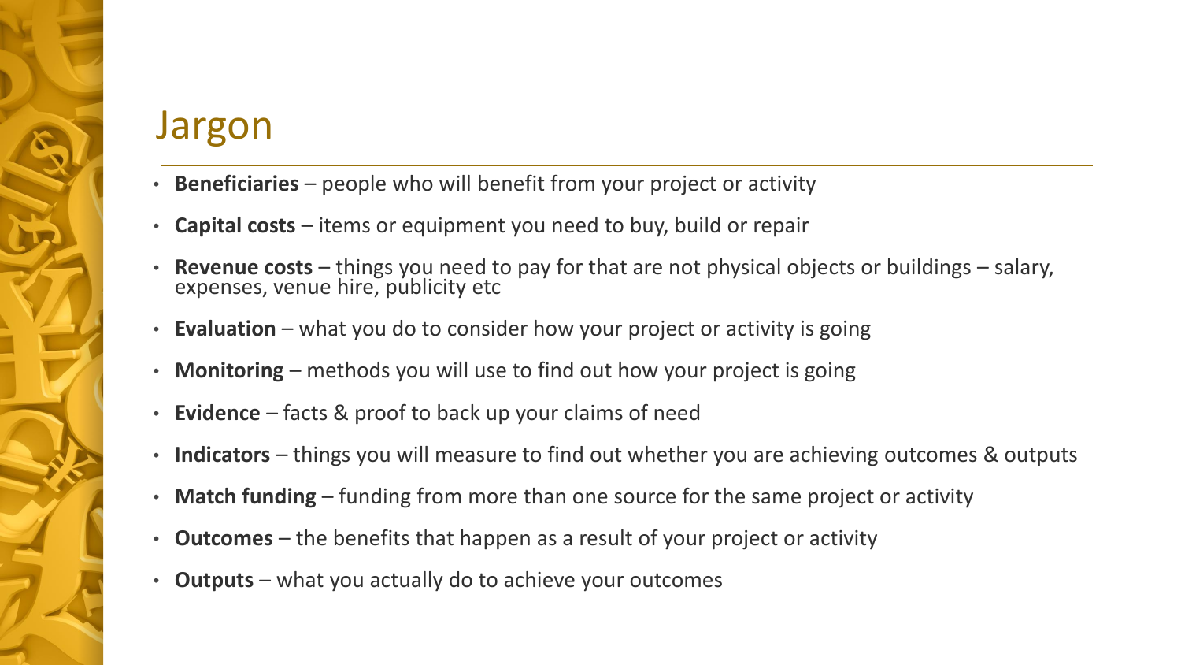# Jargon

- **Beneficiaries** – people who will benefit from your project or activity
- **Capital costs** – items or equipment you need to buy, build or repair
- **Revenue costs** – things you need to pay for that are not physical objects or buildings – salary, expenses, venue hire, publicity etc
- **Evaluation** – what you do to consider how your project or activity is going
- **Monitoring** – methods you will use to find out how your project is going
- **Evidence** – facts & proof to back up your claims of need
- **Indicators** – things you will measure to find out whether you are achieving outcomes & outputs
- **Match funding** – funding from more than one source for the same project or activity
- **Outcomes** – the benefits that happen as a result of your project or activity
- **Outputs** – what you actually do to achieve your outcomes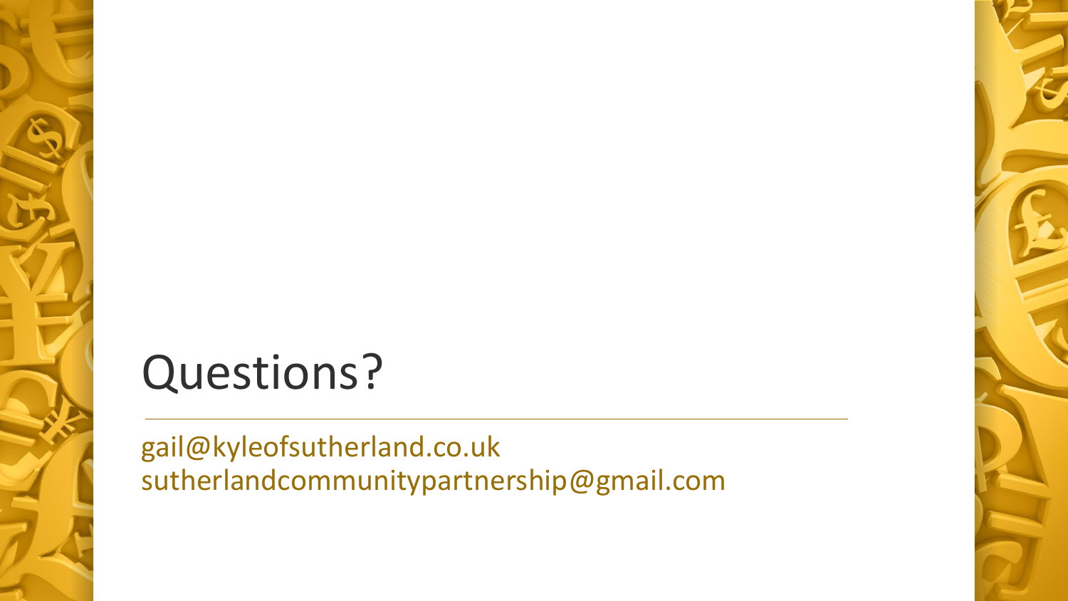# Questions?

gail@kyleofsutherland.co.uk
sutherlandcommunitypartnership@gmail.com